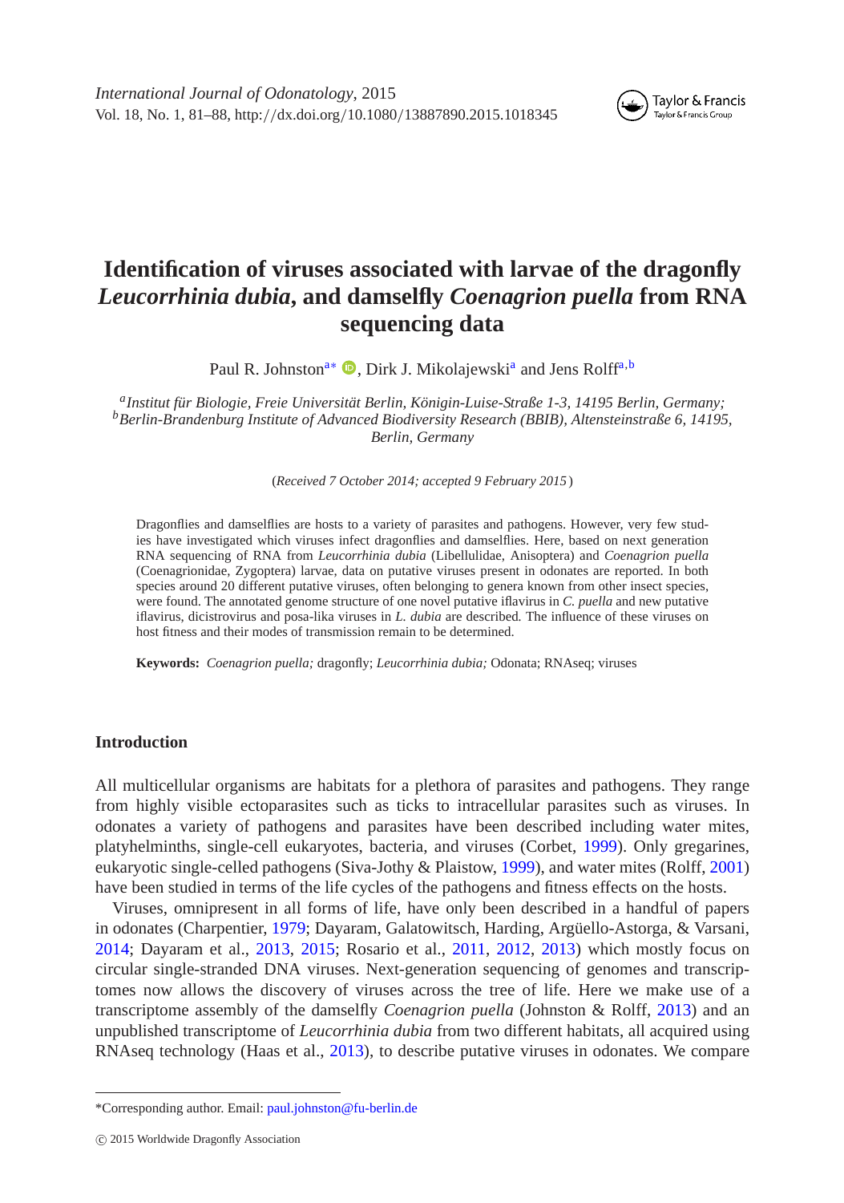# Identification of viruses associated with larvae of the dragonfly *Leucorrhinia dubia*, and damselfly *Coenagrion puella* from RNA sequencing data

Paul R. Johnston[a*], Dirk J. Mikolajewski[a] and Jens Rolff[a,b]

[a]*Institut für Biologie, Freie Universität Berlin, Königin-Luise-Straße 1-3, 14195 Berlin, Germany;* [b]*Berlin-Brandenburg Institute of Advanced Biodiversity Research (BBIB), Altensteinstraße 6, 14195, Berlin, Germany*

(*Received 7 October 2014; accepted 9 February 2015*)

Dragonflies and damselflies are hosts to a variety of parasites and pathogens. However, very few studies have investigated which viruses infect dragonflies and damselflies. Here, based on next generation RNA sequencing of RNA from *Leucorrhinia dubia* (Libellulidae, Anisoptera) and *Coenagrion puella* (Coenagrionidae, Zygoptera) larvae, data on putative viruses present in odonates are reported. In both species around 20 different putative viruses, often belonging to genera known from other insect species, were found. The annotated genome structure of one novel putative iflavirus in *C. puella* and new putative iflavirus, dicistrovirus and posa-lika viruses in *L. dubia* are described. The influence of these viruses on host fitness and their modes of transmission remain to be determined.

**Keywords:** *Coenagrion puella;* dragonfly; *Leucorrhinia dubia;* Odonata; RNAseq; viruses

## Introduction

All multicellular organisms are habitats for a plethora of parasites and pathogens. They range from highly visible ectoparasites such as ticks to intracellular parasites such as viruses. In odonates a variety of pathogens and parasites have been described including water mites, platyhelminths, single-cell eukaryotes, bacteria, and viruses (Corbet, 1999). Only gregarines, eukaryotic single-celled pathogens (Siva-Jothy & Plaistow, 1999), and water mites (Rolff, 2001) have been studied in terms of the life cycles of the pathogens and fitness effects on the hosts.

Viruses, omnipresent in all forms of life, have only been described in a handful of papers in odonates (Charpentier, 1979; Dayaram, Galatowitsch, Harding, Argüello-Astorga, & Varsani, 2014; Dayaram et al., 2013, 2015; Rosario et al., 2011, 2012, 2013) which mostly focus on circular single-stranded DNA viruses. Next-generation sequencing of genomes and transcriptomes now allows the discovery of viruses across the tree of life. Here we make use of a transcriptome assembly of the damselfly *Coenagrion puella* (Johnston & Rolff, 2013) and an unpublished transcriptome of *Leucorrhinia dubia* from two different habitats, all acquired using RNAseq technology (Haas et al., 2013), to describe putative viruses in odonates. We compare

*Corresponding author. Email: paul.johnston@fu-berlin.de

© 2015 Worldwide Dragonfly Association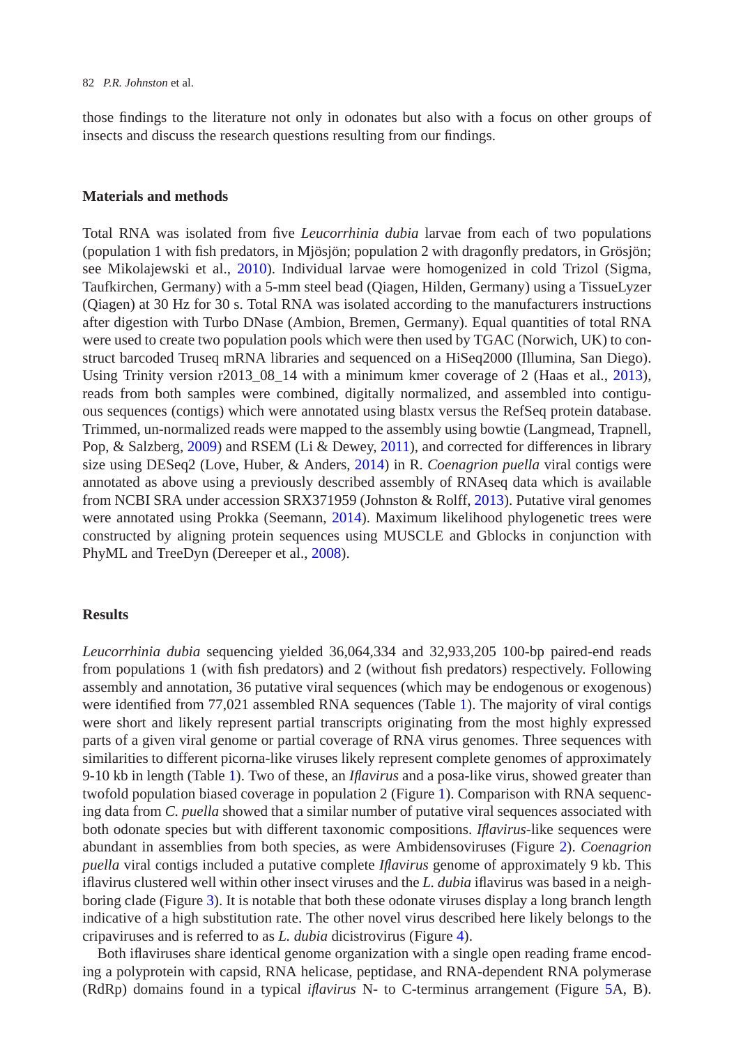those findings to the literature not only in odonates but also with a focus on other groups of insects and discuss the research questions resulting from our findings.

## Materials and methods

Total RNA was isolated from five *Leucorrhinia dubia* larvae from each of two populations (population 1 with fish predators, in Mjösjön; population 2 with dragonfly predators, in Grösjön; see Mikolajewski et al., 2010). Individual larvae were homogenized in cold Trizol (Sigma, Taufkirchen, Germany) with a 5-mm steel bead (Qiagen, Hilden, Germany) using a TissueLyzer (Qiagen) at 30 Hz for 30 s. Total RNA was isolated according to the manufacturers instructions after digestion with Turbo DNase (Ambion, Bremen, Germany). Equal quantities of total RNA were used to create two population pools which were then used by TGAC (Norwich, UK) to construct barcoded Truseq mRNA libraries and sequenced on a HiSeq2000 (Illumina, San Diego). Using Trinity version r2013_08_14 with a minimum kmer coverage of 2 (Haas et al., 2013), reads from both samples were combined, digitally normalized, and assembled into contiguous sequences (contigs) which were annotated using blastx versus the RefSeq protein database. Trimmed, un-normalized reads were mapped to the assembly using bowtie (Langmead, Trapnell, Pop, & Salzberg, 2009) and RSEM (Li & Dewey, 2011), and corrected for differences in library size using DESeq2 (Love, Huber, & Anders, 2014) in R. *Coenagrion puella* viral contigs were annotated as above using a previously described assembly of RNAseq data which is available from NCBI SRA under accession SRX371959 (Johnston & Rolff, 2013). Putative viral genomes were annotated using Prokka (Seemann, 2014). Maximum likelihood phylogenetic trees were constructed by aligning protein sequences using MUSCLE and Gblocks in conjunction with PhyML and TreeDyn (Dereeper et al., 2008).

## Results

*Leucorrhinia dubia* sequencing yielded 36,064,334 and 32,933,205 100-bp paired-end reads from populations 1 (with fish predators) and 2 (without fish predators) respectively. Following assembly and annotation, 36 putative viral sequences (which may be endogenous or exogenous) were identified from 77,021 assembled RNA sequences (Table 1). The majority of viral contigs were short and likely represent partial transcripts originating from the most highly expressed parts of a given viral genome or partial coverage of RNA virus genomes. Three sequences with similarities to different picorna-like viruses likely represent complete genomes of approximately 9-10 kb in length (Table 1). Two of these, an *Iflavirus* and a posa-like virus, showed greater than twofold population biased coverage in population 2 (Figure 1). Comparison with RNA sequencing data from *C. puella* showed that a similar number of putative viral sequences associated with both odonate species but with different taxonomic compositions. *Iflavirus*-like sequences were abundant in assemblies from both species, as were Ambidensoviruses (Figure 2). *Coenagrion puella* viral contigs included a putative complete *Iflavirus* genome of approximately 9 kb. This iflavirus clustered well within other insect viruses and the *L. dubia* iflavirus was based in a neighboring clade (Figure 3). It is notable that both these odonate viruses display a long branch length indicative of a high substitution rate. The other novel virus described here likely belongs to the cripaviruses and is referred to as *L. dubia* dicistrovirus (Figure 4).

Both iflaviruses share identical genome organization with a single open reading frame encoding a polyprotein with capsid, RNA helicase, peptidase, and RNA-dependent RNA polymerase (RdRp) domains found in a typical *iflavirus* N- to C-terminus arrangement (Figure 5A, B).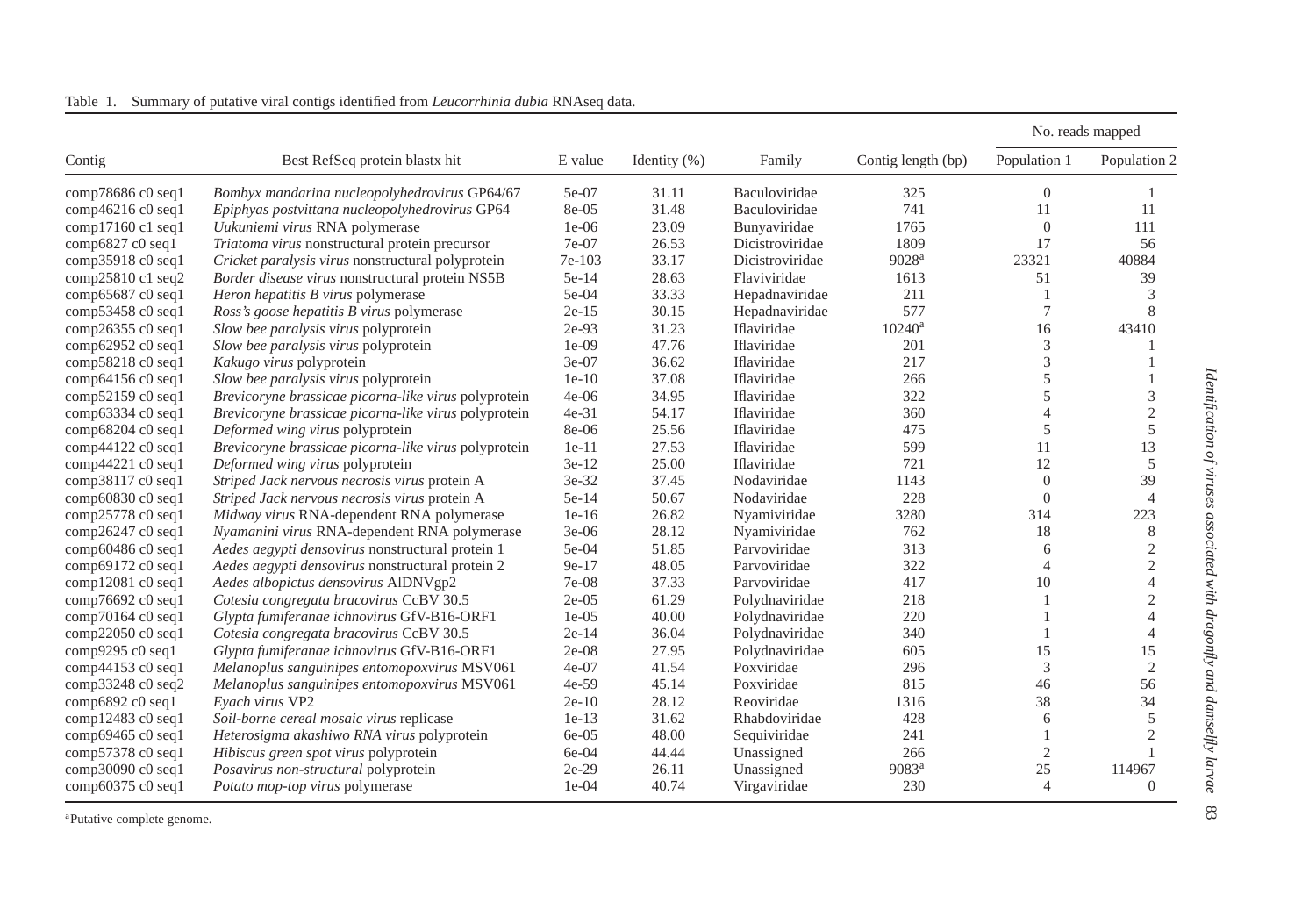Table 1. Summary of putative viral contigs identified from *Leucorrhinia dubia* RNAseq data.

| Contig | Best RefSeq protein blastx hit | E value | Identity (%) | Family | Contig length (bp) | No. reads mapped | |
|---|---|---|---|---|---|---|---|
| | | | | | | Population 1 | Population 2 |
| comp78686 c0 seq1 | *Bombyx mandarina nucleopolyhedrovirus* GP64/67 | 5e-07 | 31.11 | Baculoviridae | 325 | 0 | 1 |
| comp46216 c0 seq1 | *Epiphyas postvittana nucleopolyhedrovirus* GP64 | 8e-05 | 31.48 | Baculoviridae | 741 | 11 | 11 |
| comp17160 c1 seq1 | *Uukuniemi virus* RNA polymerase | 1e-06 | 23.09 | Bunyaviridae | 1765 | 0 | 111 |
| comp6827 c0 seq1 | *Triatoma virus* nonstructural protein precursor | 7e-07 | 26.53 | Dicistroviridae | 1809 | 17 | 56 |
| comp35918 c0 seq1 | *Cricket paralysis virus* nonstructural polyprotein | 7e-103 | 33.17 | Dicistroviridae | 9028[a] | 23321 | 40884 |
| comp25810 c1 seq2 | *Border disease virus* nonstructural protein NS5B | 5e-14 | 28.63 | Flaviviridae | 1613 | 51 | 39 |
| comp65687 c0 seq1 | *Heron hepatitis B virus* polymerase | 5e-04 | 33.33 | Hepadnaviridae | 211 | 1 | 3 |
| comp53458 c0 seq1 | *Ross's goose hepatitis B virus* polymerase | 2e-15 | 30.15 | Hepadnaviridae | 577 | 7 | 8 |
| comp26355 c0 seq1 | *Slow bee paralysis virus* polyprotein | 2e-93 | 31.23 | Iflaviridae | 10240[a] | 16 | 43410 |
| comp62952 c0 seq1 | *Slow bee paralysis virus* polyprotein | 1e-09 | 47.76 | Iflaviridae | 201 | 3 | 1 |
| comp58218 c0 seq1 | *Kakugo virus* polyprotein | 3e-07 | 36.62 | Iflaviridae | 217 | 3 | 1 |
| comp64156 c0 seq1 | *Slow bee paralysis virus* polyprotein | 1e-10 | 37.08 | Iflaviridae | 266 | 5 | 1 |
| comp52159 c0 seq1 | *Brevicoryne brassicae picorna-like virus* polyprotein | 4e-06 | 34.95 | Iflaviridae | 322 | 5 | 3 |
| comp63334 c0 seq1 | *Brevicoryne brassicae picorna-like virus* polyprotein | 4e-31 | 54.17 | Iflaviridae | 360 | 4 | 2 |
| comp68204 c0 seq1 | *Deformed wing virus* polyprotein | 8e-06 | 25.56 | Iflaviridae | 475 | 5 | 5 |
| comp44122 c0 seq1 | *Brevicoryne brassicae picorna-like virus* polyprotein | 1e-11 | 27.53 | Iflaviridae | 599 | 11 | 13 |
| comp44221 c0 seq1 | *Deformed wing virus* polyprotein | 3e-12 | 25.00 | Iflaviridae | 721 | 12 | 5 |
| comp38117 c0 seq1 | *Striped Jack nervous necrosis virus* protein A | 3e-32 | 37.45 | Nodaviridae | 1143 | 0 | 39 |
| comp60830 c0 seq1 | *Striped Jack nervous necrosis virus* protein A | 5e-14 | 50.67 | Nodaviridae | 228 | 0 | 4 |
| comp25778 c0 seq1 | *Midway virus* RNA-dependent RNA polymerase | 1e-16 | 26.82 | Nyamiviridae | 3280 | 314 | 223 |
| comp26247 c0 seq1 | *Nyamanini virus* RNA-dependent RNA polymerase | 3e-06 | 28.12 | Nyamiviridae | 762 | 18 | 8 |
| comp60486 c0 seq1 | *Aedes aegypti densovirus* nonstructural protein 1 | 5e-04 | 51.85 | Parvoviridae | 313 | 6 | 2 |
| comp69172 c0 seq1 | *Aedes aegypti densovirus* nonstructural protein 2 | 9e-17 | 48.05 | Parvoviridae | 322 | 4 | 2 |
| comp12081 c0 seq1 | *Aedes albopictus densovirus* AlDNVgp2 | 7e-08 | 37.33 | Parvoviridae | 417 | 10 | 4 |
| comp76692 c0 seq1 | *Cotesia congregata bracovirus* CcBV 30.5 | 2e-05 | 61.29 | Polydnaviridae | 218 | 1 | 2 |
| comp70164 c0 seq1 | *Glypta fumiferanae ichnovirus* GfV-B16-ORF1 | 1e-05 | 40.00 | Polydnaviridae | 220 | 1 | 4 |
| comp22050 c0 seq1 | *Cotesia congregata bracovirus* CcBV 30.5 | 2e-14 | 36.04 | Polydnaviridae | 340 | 1 | 4 |
| comp9295 c0 seq1 | *Glypta fumiferanae ichnovirus* GfV-B16-ORF1 | 2e-08 | 27.95 | Polydnaviridae | 605 | 15 | 15 |
| comp44153 c0 seq1 | *Melanoplus sanguinipes entomopoxvirus* MSV061 | 4e-07 | 41.54 | Poxviridae | 296 | 3 | 2 |
| comp33248 c0 seq2 | *Melanoplus sanguinipes entomopoxvirus* MSV061 | 4e-59 | 45.14 | Poxviridae | 815 | 46 | 56 |
| comp6892 c0 seq1 | *Eyach virus* VP2 | 2e-10 | 28.12 | Reoviridae | 1316 | 38 | 34 |
| comp12483 c0 seq1 | *Soil-borne cereal mosaic virus* replicase | 1e-13 | 31.62 | Rhabdoviridae | 428 | 6 | 5 |
| comp69465 c0 seq1 | *Heterosigma akashiwo RNA virus* polyprotein | 6e-05 | 48.00 | Sequiviridae | 241 | 1 | 2 |
| comp57378 c0 seq1 | *Hibiscus green spot virus* polyprotein | 6e-04 | 44.44 | Unassigned | 266 | 2 | 1 |
| comp30090 c0 seq1 | *Posavirus non-structural* polyprotein | 2e-29 | 26.11 | Unassigned | 9083[a] | 25 | 114967 |
| comp60375 c0 seq1 | *Potato mop-top virus* polymerase | 1e-04 | 40.74 | Virgaviridae | 230 | 4 | 0 |

[a]Putative complete genome.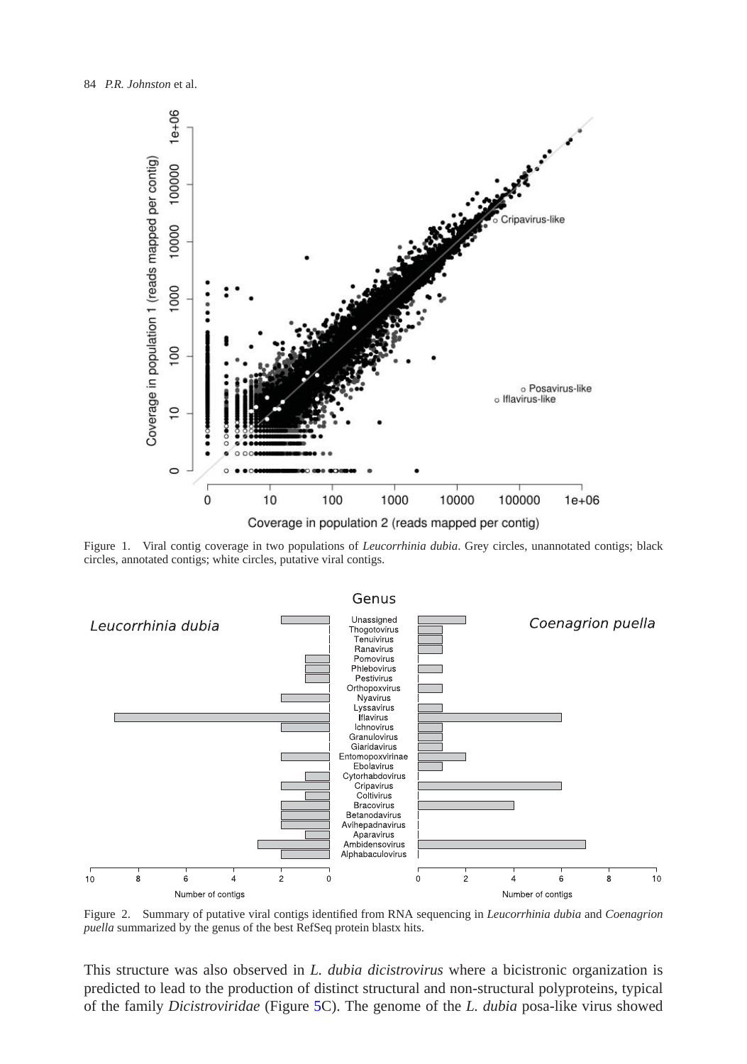Figure 1. Viral contig coverage in two populations of *Leucorrhinia dubia*. Grey circles, unannotated contigs; black circles, annotated contigs; white circles, putative viral contigs.

Figure 2. Summary of putative viral contigs identified from RNA sequencing in *Leucorrhinia dubia* and *Coenagrion puella* summarized by the genus of the best RefSeq protein blastx hits.

This structure was also observed in *L. dubia dicistrovirus* where a bicistronic organization is predicted to lead to the production of distinct structural and non-structural polyproteins, typical of the family *Dicistroviridae* (Figure 5C). The genome of the *L. dubia* posa-like virus showed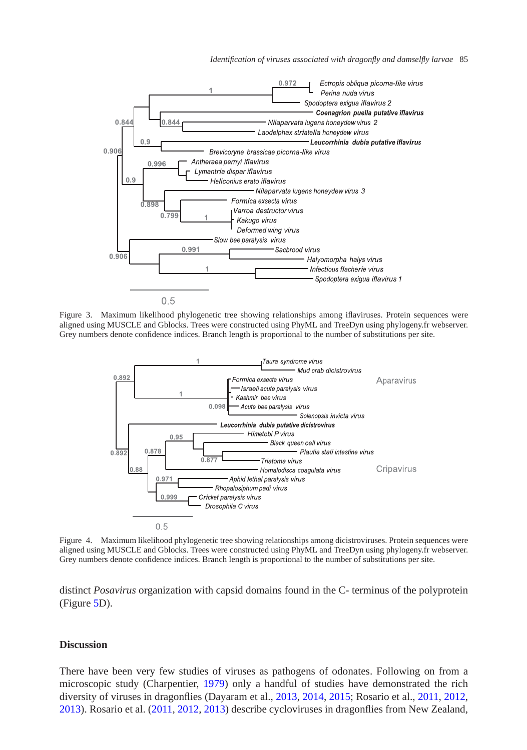Figure 3. Maximum likelihood phylogenetic tree showing relationships among iflaviruses. Protein sequences were aligned using MUSCLE and Gblocks. Trees were constructed using PhyML and TreeDyn using phylogeny.fr webserver. Grey numbers denote confidence indices. Branch length is proportional to the number of substitutions per site.

Figure 4. Maximum likelihood phylogenetic tree showing relationships among dicistroviruses. Protein sequences were aligned using MUSCLE and Gblocks. Trees were constructed using PhyML and TreeDyn using phylogeny.fr webserver. Grey numbers denote confidence indices. Branch length is proportional to the number of substitutions per site.

distinct *Posavirus* organization with capsid domains found in the C- terminus of the polyprotein (Figure 5D).

## Discussion

There have been very few studies of viruses as pathogens of odonates. Following on from a microscopic study (Charpentier, 1979) only a handful of studies have demonstrated the rich diversity of viruses in dragonflies (Dayaram et al., 2013, 2014, 2015; Rosario et al., 2011, 2012, 2013). Rosario et al. (2011, 2012, 2013) describe cycloviruses in dragonflies from New Zealand,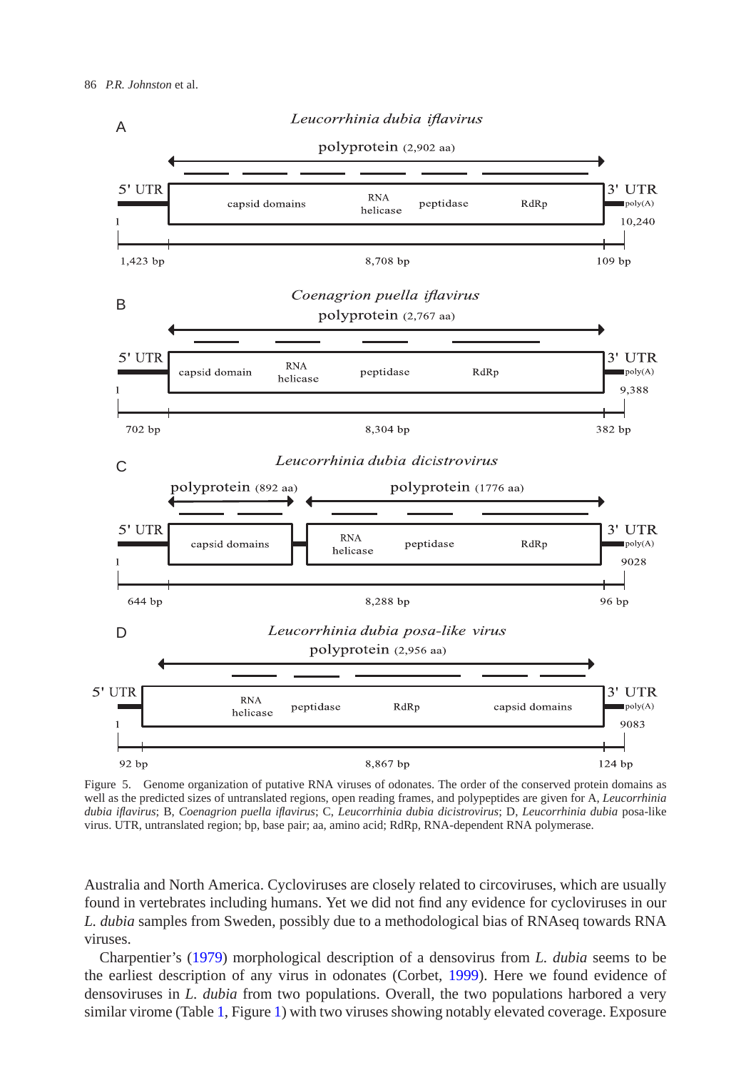Figure 5. Genome organization of putative RNA viruses of odonates. The order of the conserved protein domains as well as the predicted sizes of untranslated regions, open reading frames, and polypeptides are given for A, *Leucorrhinia dubia iflavirus*; B, *Coenagrion puella iflavirus*; C, *Leucorrhinia dubia dicistrovirus*; D, *Leucorrhinia dubia* posa-like virus. UTR, untranslated region; bp, base pair; aa, amino acid; RdRp, RNA-dependent RNA polymerase.

Australia and North America. Cycloviruses are closely related to circoviruses, which are usually found in vertebrates including humans. Yet we did not find any evidence for cycloviruses in our *L. dubia* samples from Sweden, possibly due to a methodological bias of RNAseq towards RNA viruses.

Charpentier's (1979) morphological description of a densovirus from *L. dubia* seems to be the earliest description of any virus in odonates (Corbet, 1999). Here we found evidence of densoviruses in *L. dubia* from two populations. Overall, the two populations harbored a very similar virome (Table 1, Figure 1) with two viruses showing notably elevated coverage. Exposure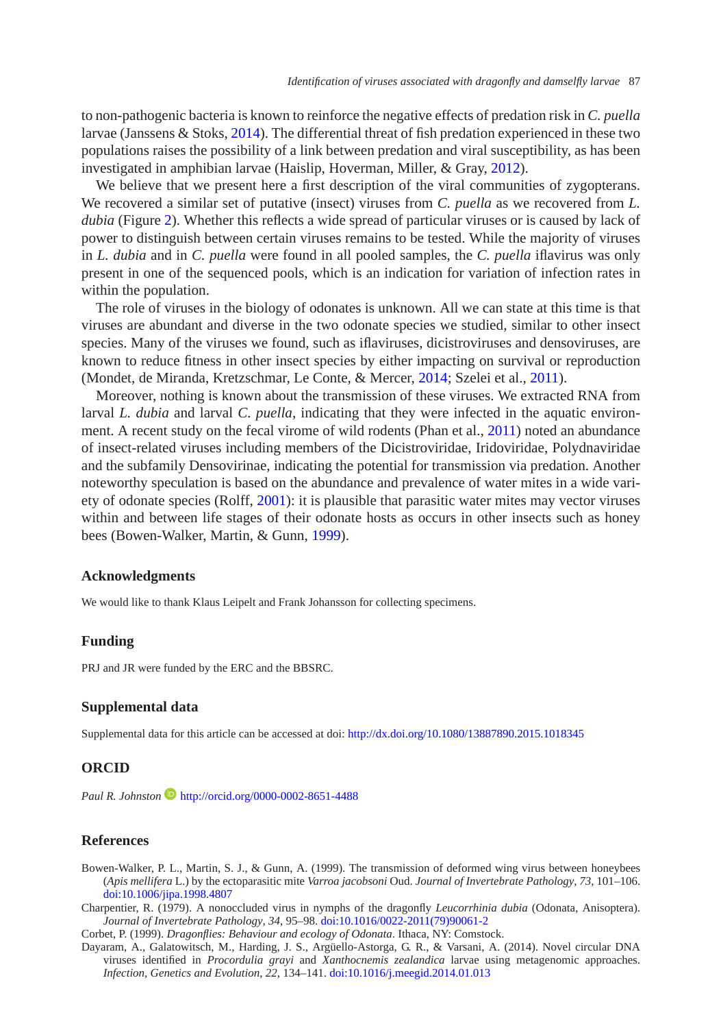to non-pathogenic bacteria is known to reinforce the negative effects of predation risk in *C. puella* larvae (Janssens & Stoks, 2014). The differential threat of fish predation experienced in these two populations raises the possibility of a link between predation and viral susceptibility, as has been investigated in amphibian larvae (Haislip, Hoverman, Miller, & Gray, 2012).

We believe that we present here a first description of the viral communities of zygopterans. We recovered a similar set of putative (insect) viruses from *C. puella* as we recovered from *L. dubia* (Figure 2). Whether this reflects a wide spread of particular viruses or is caused by lack of power to distinguish between certain viruses remains to be tested. While the majority of viruses in *L. dubia* and in *C. puella* were found in all pooled samples, the *C. puella* iflavirus was only present in one of the sequenced pools, which is an indication for variation of infection rates in within the population.

The role of viruses in the biology of odonates is unknown. All we can state at this time is that viruses are abundant and diverse in the two odonate species we studied, similar to other insect species. Many of the viruses we found, such as iflaviruses, dicistroviruses and densoviruses, are known to reduce fitness in other insect species by either impacting on survival or reproduction (Mondet, de Miranda, Kretzschmar, Le Conte, & Mercer, 2014; Szelei et al., 2011).

Moreover, nothing is known about the transmission of these viruses. We extracted RNA from larval *L. dubia* and larval *C. puella*, indicating that they were infected in the aquatic environment. A recent study on the fecal virome of wild rodents (Phan et al., 2011) noted an abundance of insect-related viruses including members of the Dicistroviridae, Iridoviridae, Polydnaviridae and the subfamily Densovirinae, indicating the potential for transmission via predation. Another noteworthy speculation is based on the abundance and prevalence of water mites in a wide variety of odonate species (Rolff, 2001): it is plausible that parasitic water mites may vector viruses within and between life stages of their odonate hosts as occurs in other insects such as honey bees (Bowen-Walker, Martin, & Gunn, 1999).

## Acknowledgments

We would like to thank Klaus Leipelt and Frank Johansson for collecting specimens.

## Funding

PRJ and JR were funded by the ERC and the BBSRC.

## Supplemental data

Supplemental data for this article can be accessed at doi: http://dx.doi.org/10.1080/13887890.2015.1018345

## ORCID

*Paul R. Johnston* http://orcid.org/0000-0002-8651-4488

## References

Bowen-Walker, P. L., Martin, S. J., & Gunn, A. (1999). The transmission of deformed wing virus between honeybees (*Apis mellifera* L.) by the ectoparasitic mite *Varroa jacobsoni* Oud. *Journal of Invertebrate Pathology*, *73*, 101–106. doi:10.1006/jipa.1998.4807

Charpentier, R. (1979). A nonoccluded virus in nymphs of the dragonfly *Leucorrhinia dubia* (Odonata, Anisoptera). *Journal of Invertebrate Pathology*, *34*, 95–98. doi:10.1016/0022-2011(79)90061-2

Corbet, P. (1999). *Dragonflies: Behaviour and ecology of Odonata*. Ithaca, NY: Comstock.

Dayaram, A., Galatowitsch, M., Harding, J. S., Argüello-Astorga, G. R., & Varsani, A. (2014). Novel circular DNA viruses identified in *Procordulia grayi* and *Xanthocnemis zealandica* larvae using metagenomic approaches. *Infection, Genetics and Evolution*, *22*, 134–141. doi:10.1016/j.meegid.2014.01.013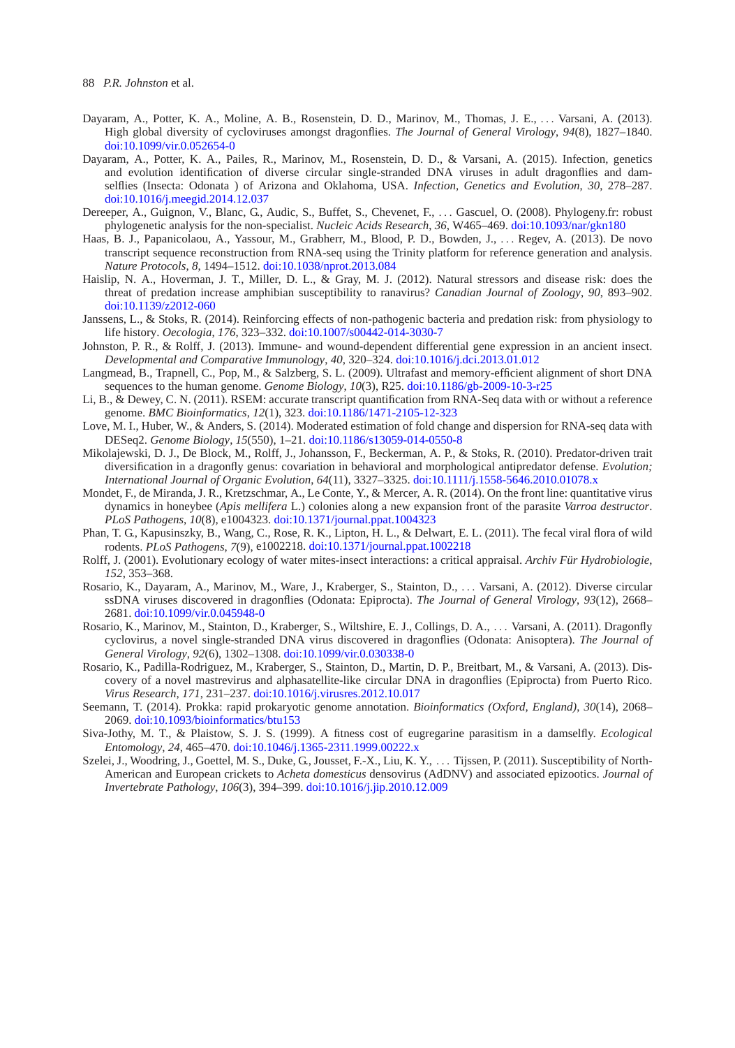Dayaram, A., Potter, K. A., Moline, A. B., Rosenstein, D. D., Marinov, M., Thomas, J. E., . . . Varsani, A. (2013). High global diversity of cycloviruses amongst dragonflies. *The Journal of General Virology*, *94*(8), 1827–1840. doi:10.1099/vir.0.052654-0

Dayaram, A., Potter, K. A., Pailes, R., Marinov, M., Rosenstein, D. D., & Varsani, A. (2015). Infection, genetics and evolution identification of diverse circular single-stranded DNA viruses in adult dragonflies and damselflies (Insecta: Odonata ) of Arizona and Oklahoma, USA. *Infection, Genetics and Evolution*, *30*, 278–287. doi:10.1016/j.meegid.2014.12.037

Dereeper, A., Guignon, V., Blanc, G., Audic, S., Buffet, S., Chevenet, F., . . . Gascuel, O. (2008). Phylogeny.fr: robust phylogenetic analysis for the non-specialist. *Nucleic Acids Research*, *36*, W465–469. doi:10.1093/nar/gkn180

Haas, B. J., Papanicolaou, A., Yassour, M., Grabherr, M., Blood, P. D., Bowden, J., . . . Regev, A. (2013). De novo transcript sequence reconstruction from RNA-seq using the Trinity platform for reference generation and analysis. *Nature Protocols*, *8*, 1494–1512. doi:10.1038/nprot.2013.084

Haislip, N. A., Hoverman, J. T., Miller, D. L., & Gray, M. J. (2012). Natural stressors and disease risk: does the threat of predation increase amphibian susceptibility to ranavirus? *Canadian Journal of Zoology*, *90*, 893–902. doi:10.1139/z2012-060

Janssens, L., & Stoks, R. (2014). Reinforcing effects of non-pathogenic bacteria and predation risk: from physiology to life history. *Oecologia*, *176*, 323–332. doi:10.1007/s00442-014-3030-7

Johnston, P. R., & Rolff, J. (2013). Immune- and wound-dependent differential gene expression in an ancient insect. *Developmental and Comparative Immunology*, *40*, 320–324. doi:10.1016/j.dci.2013.01.012

Langmead, B., Trapnell, C., Pop, M., & Salzberg, S. L. (2009). Ultrafast and memory-efficient alignment of short DNA sequences to the human genome. *Genome Biology*, *10*(3), R25. doi:10.1186/gb-2009-10-3-r25

Li, B., & Dewey, C. N. (2011). RSEM: accurate transcript quantification from RNA-Seq data with or without a reference genome. *BMC Bioinformatics*, *12*(1), 323. doi:10.1186/1471-2105-12-323

Love, M. I., Huber, W., & Anders, S. (2014). Moderated estimation of fold change and dispersion for RNA-seq data with DESeq2. *Genome Biology*, *15*(550), 1–21. doi:10.1186/s13059-014-0550-8

Mikolajewski, D. J., De Block, M., Rolff, J., Johansson, F., Beckerman, A. P., & Stoks, R. (2010). Predator-driven trait diversification in a dragonfly genus: covariation in behavioral and morphological antipredator defense. *Evolution; International Journal of Organic Evolution*, *64*(11), 3327–3325. doi:10.1111/j.1558-5646.2010.01078.x

Mondet, F., de Miranda, J. R., Kretzschmar, A., Le Conte, Y., & Mercer, A. R. (2014). On the front line: quantitative virus dynamics in honeybee (*Apis mellifera* L.) colonies along a new expansion front of the parasite *Varroa destructor*. *PLoS Pathogens*, *10*(8), e1004323. doi:10.1371/journal.ppat.1004323

Phan, T. G., Kapusinszky, B., Wang, C., Rose, R. K., Lipton, H. L., & Delwart, E. L. (2011). The fecal viral flora of wild rodents. *PLoS Pathogens*, *7*(9), e1002218. doi:10.1371/journal.ppat.1002218

Rolff, J. (2001). Evolutionary ecology of water mites-insect interactions: a critical appraisal. *Archiv Für Hydrobiologie*, *152*, 353–368.

Rosario, K., Dayaram, A., Marinov, M., Ware, J., Kraberger, S., Stainton, D., . . . Varsani, A. (2012). Diverse circular ssDNA viruses discovered in dragonflies (Odonata: Epiprocta). *The Journal of General Virology*, *93*(12), 2668–2681. doi:10.1099/vir.0.045948-0

Rosario, K., Marinov, M., Stainton, D., Kraberger, S., Wiltshire, E. J., Collings, D. A., . . . Varsani, A. (2011). Dragonfly cyclovirus, a novel single-stranded DNA virus discovered in dragonflies (Odonata: Anisoptera). *The Journal of General Virology*, *92*(6), 1302–1308. doi:10.1099/vir.0.030338-0

Rosario, K., Padilla-Rodriguez, M., Kraberger, S., Stainton, D., Martin, D. P., Breitbart, M., & Varsani, A. (2013). Discovery of a novel mastrevirus and alphasatellite-like circular DNA in dragonflies (Epiprocta) from Puerto Rico. *Virus Research*, *171*, 231–237. doi:10.1016/j.virusres.2012.10.017

Seemann, T. (2014). Prokka: rapid prokaryotic genome annotation. *Bioinformatics (Oxford, England)*, *30*(14), 2068–2069. doi:10.1093/bioinformatics/btu153

Siva-Jothy, M. T., & Plaistow, S. J. S. (1999). A fitness cost of eugregarine parasitism in a damselfly. *Ecological Entomology*, *24*, 465–470. doi:10.1046/j.1365-2311.1999.00222.x

Szelei, J., Woodring, J., Goettel, M. S., Duke, G., Jousset, F.-X., Liu, K. Y., . . . Tijssen, P. (2011). Susceptibility of North-American and European crickets to *Acheta domesticus* densovirus (AdDNV) and associated epizootics. *Journal of Invertebrate Pathology*, *106*(3), 394–399. doi:10.1016/j.jip.2010.12.009